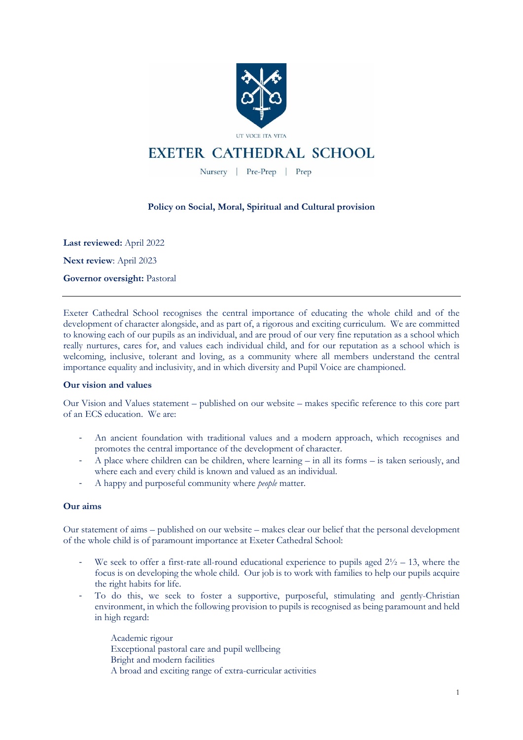UT VOCE ITA VITA

# EXETER CATHEDRAL SCHOOL

Nursery | Pre-Prep | Prep

## Policy on Social, Moral, Spiritual and Cultural provision

**Last reviewed:** April 2022

**Next review**: April 2023

**Governor oversight:** Pastoral

---

Exeter Cathedral School recognises the central importance of educating the whole child and of the development of character alongside, and as part of, a rigorous and exciting curriculum. We are committed to knowing each of our pupils as an individual, and are proud of our very fine reputation as a school which really nurtures, cares for, and values each individual child, and for our reputation as a school which is welcoming, inclusive, tolerant and loving, as a community where all members understand the central importance equality and inclusivity, and in which diversity and Pupil Voice are championed.

### Our vision and values

Our Vision and Values statement – published on our website – makes specific reference to this core part of an ECS education. We are:

- An ancient foundation with traditional values and a modern approach, which recognises and promotes the central importance of the development of character.
- A place where children can be children, where learning – in all its forms – is taken seriously, and where each and every child is known and valued as an individual.
- A happy and purposeful community where *people* matter.

### Our aims

Our statement of aims – published on our website – makes clear our belief that the personal development of the whole child is of paramount importance at Exeter Cathedral School:

- We seek to offer a first-rate all-round educational experience to pupils aged 2½ – 13, where the focus is on developing the whole child. Our job is to work with families to help our pupils acquire the right habits for life.
- To do this, we seek to foster a supportive, purposeful, stimulating and gently-Christian environment, in which the following provision to pupils is recognised as being paramount and held in high regard:

  Academic rigour
  Exceptional pastoral care and pupil wellbeing
  Bright and modern facilities
  A broad and exciting range of extra-curricular activities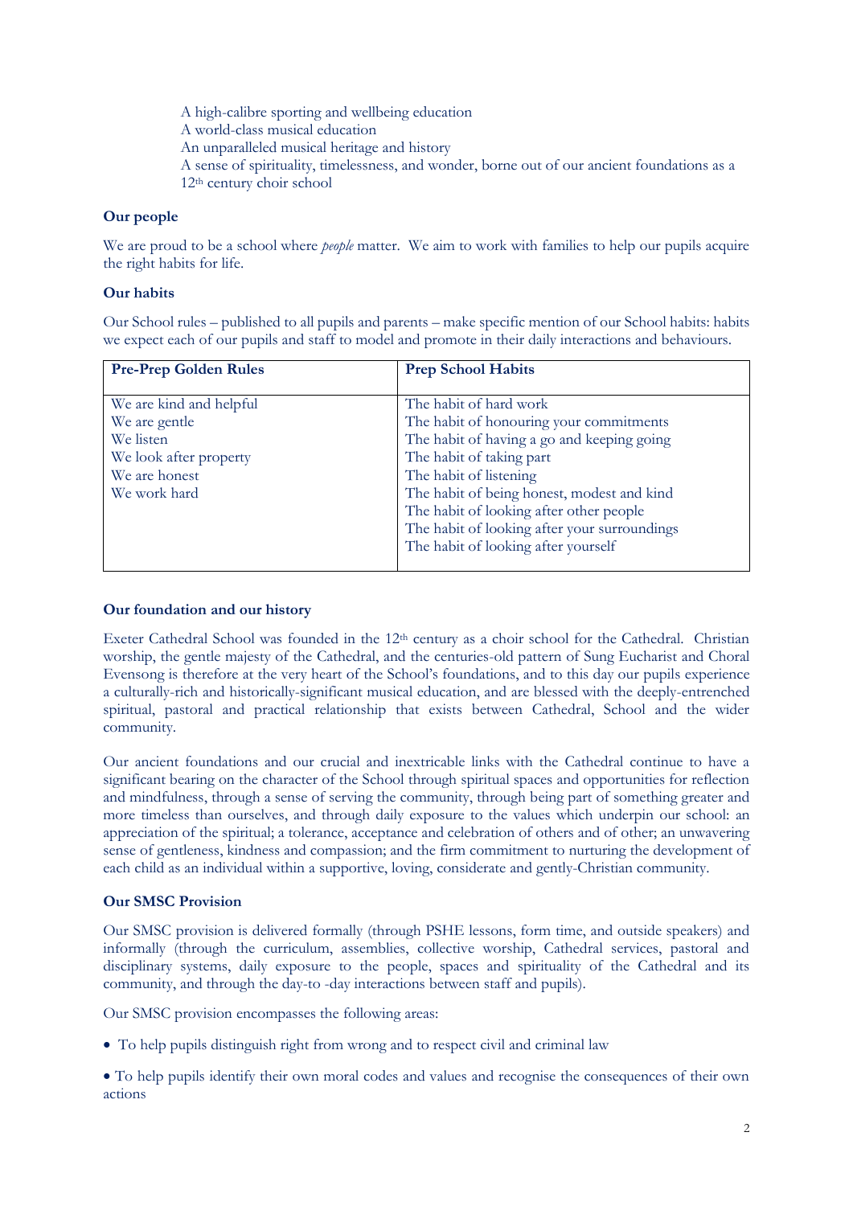A high-calibre sporting and wellbeing education
A world-class musical education
An unparalleled musical heritage and history
A sense of spirituality, timelessness, and wonder, borne out of our ancient foundations as a 12th century choir school

**Our people**

We are proud to be a school where *people* matter. We aim to work with families to help our pupils acquire the right habits for life.

**Our habits**

Our School rules – published to all pupils and parents – make specific mention of our School habits: habits we expect each of our pupils and staff to model and promote in their daily interactions and behaviours.

| Pre-Prep Golden Rules | Prep School Habits |
|---|---|
| We are kind and helpful<br>We are gentle<br>We listen<br>We look after property<br>We are honest<br>We work hard | The habit of hard work<br>The habit of honouring your commitments<br>The habit of having a go and keeping going<br>The habit of taking part<br>The habit of listening<br>The habit of being honest, modest and kind<br>The habit of looking after other people<br>The habit of looking after your surroundings<br>The habit of looking after yourself |

**Our foundation and our history**

Exeter Cathedral School was founded in the 12th century as a choir school for the Cathedral. Christian worship, the gentle majesty of the Cathedral, and the centuries-old pattern of Sung Eucharist and Choral Evensong is therefore at the very heart of the School's foundations, and to this day our pupils experience a culturally-rich and historically-significant musical education, and are blessed with the deeply-entrenched spiritual, pastoral and practical relationship that exists between Cathedral, School and the wider community.

Our ancient foundations and our crucial and inextricable links with the Cathedral continue to have a significant bearing on the character of the School through spiritual spaces and opportunities for reflection and mindfulness, through a sense of serving the community, through being part of something greater and more timeless than ourselves, and through daily exposure to the values which underpin our school: an appreciation of the spiritual; a tolerance, acceptance and celebration of others and of other; an unwavering sense of gentleness, kindness and compassion; and the firm commitment to nurturing the development of each child as an individual within a supportive, loving, considerate and gently-Christian community.

**Our SMSC Provision**

Our SMSC provision is delivered formally (through PSHE lessons, form time, and outside speakers) and informally (through the curriculum, assemblies, collective worship, Cathedral services, pastoral and disciplinary systems, daily exposure to the people, spaces and spirituality of the Cathedral and its community, and through the day-to -day interactions between staff and pupils).

Our SMSC provision encompasses the following areas:

- To help pupils distinguish right from wrong and to respect civil and criminal law

- To help pupils identify their own moral codes and values and recognise the consequences of their own actions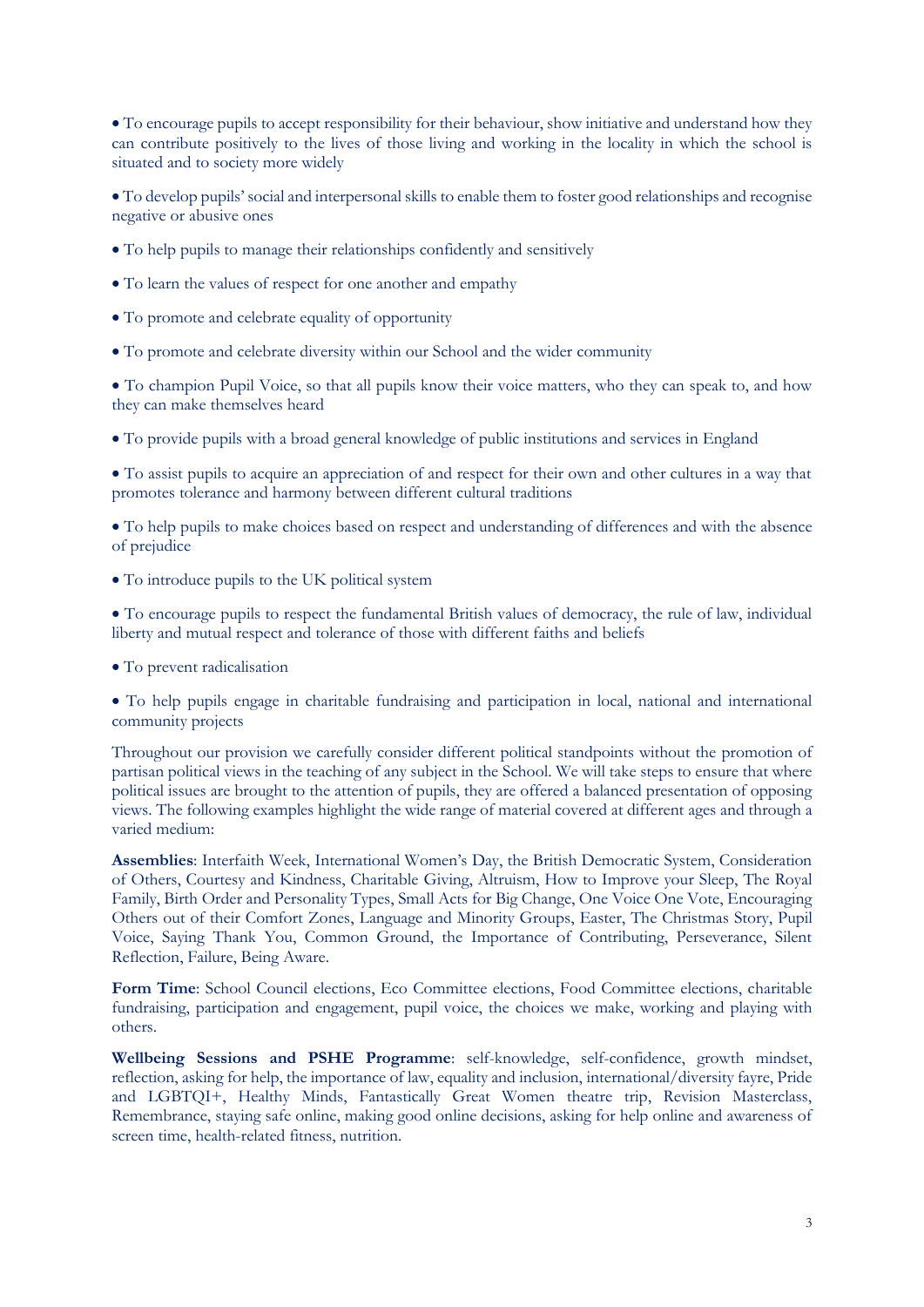- To encourage pupils to accept responsibility for their behaviour, show initiative and understand how they can contribute positively to the lives of those living and working in the locality in which the school is situated and to society more widely

- To develop pupils' social and interpersonal skills to enable them to foster good relationships and recognise negative or abusive ones

- To help pupils to manage their relationships confidently and sensitively

- To learn the values of respect for one another and empathy

- To promote and celebrate equality of opportunity

- To promote and celebrate diversity within our School and the wider community

- To champion Pupil Voice, so that all pupils know their voice matters, who they can speak to, and how they can make themselves heard

- To provide pupils with a broad general knowledge of public institutions and services in England

- To assist pupils to acquire an appreciation of and respect for their own and other cultures in a way that promotes tolerance and harmony between different cultural traditions

- To help pupils to make choices based on respect and understanding of differences and with the absence of prejudice

- To introduce pupils to the UK political system

- To encourage pupils to respect the fundamental British values of democracy, the rule of law, individual liberty and mutual respect and tolerance of those with different faiths and beliefs

- To prevent radicalisation

- To help pupils engage in charitable fundraising and participation in local, national and international community projects

Throughout our provision we carefully consider different political standpoints without the promotion of partisan political views in the teaching of any subject in the School. We will take steps to ensure that where political issues are brought to the attention of pupils, they are offered a balanced presentation of opposing views. The following examples highlight the wide range of material covered at different ages and through a varied medium:

**Assemblies**: Interfaith Week, International Women's Day, the British Democratic System, Consideration of Others, Courtesy and Kindness, Charitable Giving, Altruism, How to Improve your Sleep, The Royal Family, Birth Order and Personality Types, Small Acts for Big Change, One Voice One Vote, Encouraging Others out of their Comfort Zones, Language and Minority Groups, Easter, The Christmas Story, Pupil Voice, Saying Thank You, Common Ground, the Importance of Contributing, Perseverance, Silent Reflection, Failure, Being Aware.

**Form Time**: School Council elections, Eco Committee elections, Food Committee elections, charitable fundraising, participation and engagement, pupil voice, the choices we make, working and playing with others.

**Wellbeing Sessions and PSHE Programme**: self-knowledge, self-confidence, growth mindset, reflection, asking for help, the importance of law, equality and inclusion, international/diversity fayre, Pride and LGBTQI+, Healthy Minds, Fantastically Great Women theatre trip, Revision Masterclass, Remembrance, staying safe online, making good online decisions, asking for help online and awareness of screen time, health-related fitness, nutrition.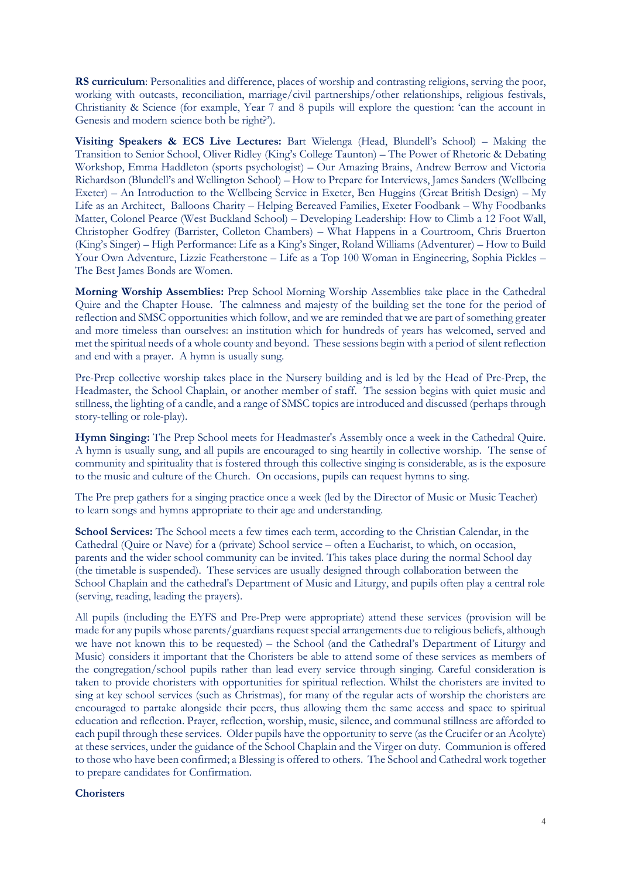**RS curriculum**: Personalities and difference, places of worship and contrasting religions, serving the poor, working with outcasts, reconciliation, marriage/civil partnerships/other relationships, religious festivals, Christianity & Science (for example, Year 7 and 8 pupils will explore the question: 'can the account in Genesis and modern science both be right?').

**Visiting Speakers & ECS Live Lectures:** Bart Wielenga (Head, Blundell's School) – Making the Transition to Senior School, Oliver Ridley (King's College Taunton) – The Power of Rhetoric & Debating Workshop, Emma Haddleton (sports psychologist) – Our Amazing Brains, Andrew Berrow and Victoria Richardson (Blundell's and Wellington School) – How to Prepare for Interviews, James Sanders (Wellbeing Exeter) – An Introduction to the Wellbeing Service in Exeter, Ben Huggins (Great British Design) – My Life as an Architect, Balloons Charity – Helping Bereaved Families, Exeter Foodbank – Why Foodbanks Matter, Colonel Pearce (West Buckland School) – Developing Leadership: How to Climb a 12 Foot Wall, Christopher Godfrey (Barrister, Colleton Chambers) – What Happens in a Courtroom, Chris Bruerton (King's Singer) – High Performance: Life as a King's Singer, Roland Williams (Adventurer) – How to Build Your Own Adventure, Lizzie Featherstone – Life as a Top 100 Woman in Engineering, Sophia Pickles – The Best James Bonds are Women.

**Morning Worship Assemblies:** Prep School Morning Worship Assemblies take place in the Cathedral Quire and the Chapter House. The calmness and majesty of the building set the tone for the period of reflection and SMSC opportunities which follow, and we are reminded that we are part of something greater and more timeless than ourselves: an institution which for hundreds of years has welcomed, served and met the spiritual needs of a whole county and beyond. These sessions begin with a period of silent reflection and end with a prayer. A hymn is usually sung.

Pre-Prep collective worship takes place in the Nursery building and is led by the Head of Pre-Prep, the Headmaster, the School Chaplain, or another member of staff. The session begins with quiet music and stillness, the lighting of a candle, and a range of SMSC topics are introduced and discussed (perhaps through story-telling or role-play).

**Hymn Singing:** The Prep School meets for Headmaster's Assembly once a week in the Cathedral Quire. A hymn is usually sung, and all pupils are encouraged to sing heartily in collective worship. The sense of community and spirituality that is fostered through this collective singing is considerable, as is the exposure to the music and culture of the Church. On occasions, pupils can request hymns to sing.

The Pre prep gathers for a singing practice once a week (led by the Director of Music or Music Teacher) to learn songs and hymns appropriate to their age and understanding.

**School Services:** The School meets a few times each term, according to the Christian Calendar, in the Cathedral (Quire or Nave) for a (private) School service – often a Eucharist, to which, on occasion, parents and the wider school community can be invited. This takes place during the normal School day (the timetable is suspended). These services are usually designed through collaboration between the School Chaplain and the cathedral's Department of Music and Liturgy, and pupils often play a central role (serving, reading, leading the prayers).

All pupils (including the EYFS and Pre-Prep were appropriate) attend these services (provision will be made for any pupils whose parents/guardians request special arrangements due to religious beliefs, although we have not known this to be requested) – the School (and the Cathedral's Department of Liturgy and Music) considers it important that the Choristers be able to attend some of these services as members of the congregation/school pupils rather than lead every service through singing. Careful consideration is taken to provide choristers with opportunities for spiritual reflection. Whilst the choristers are invited to sing at key school services (such as Christmas), for many of the regular acts of worship the choristers are encouraged to partake alongside their peers, thus allowing them the same access and space to spiritual education and reflection. Prayer, reflection, worship, music, silence, and communal stillness are afforded to each pupil through these services. Older pupils have the opportunity to serve (as the Crucifer or an Acolyte) at these services, under the guidance of the School Chaplain and the Virger on duty. Communion is offered to those who have been confirmed; a Blessing is offered to others. The School and Cathedral work together to prepare candidates for Confirmation.

**Choristers**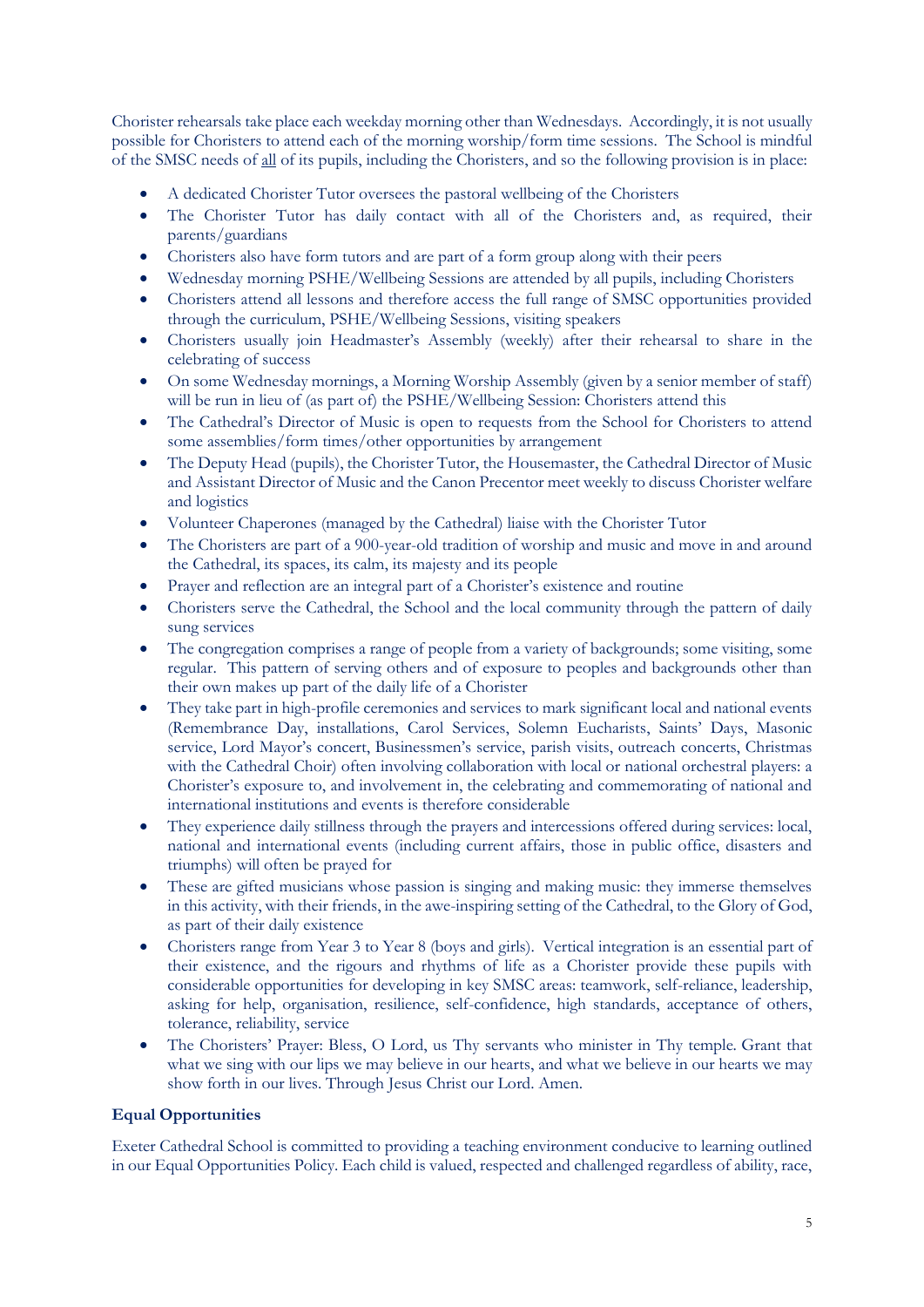Chorister rehearsals take place each weekday morning other than Wednesdays. Accordingly, it is not usually possible for Choristers to attend each of the morning worship/form time sessions. The School is mindful of the SMSC needs of <u>all</u> of its pupils, including the Choristers, and so the following provision is in place:

- A dedicated Chorister Tutor oversees the pastoral wellbeing of the Choristers
- The Chorister Tutor has daily contact with all of the Choristers and, as required, their parents/guardians
- Choristers also have form tutors and are part of a form group along with their peers
- Wednesday morning PSHE/Wellbeing Sessions are attended by all pupils, including Choristers
- Choristers attend all lessons and therefore access the full range of SMSC opportunities provided through the curriculum, PSHE/Wellbeing Sessions, visiting speakers
- Choristers usually join Headmaster's Assembly (weekly) after their rehearsal to share in the celebrating of success
- On some Wednesday mornings, a Morning Worship Assembly (given by a senior member of staff) will be run in lieu of (as part of) the PSHE/Wellbeing Session: Choristers attend this
- The Cathedral's Director of Music is open to requests from the School for Choristers to attend some assemblies/form times/other opportunities by arrangement
- The Deputy Head (pupils), the Chorister Tutor, the Housemaster, the Cathedral Director of Music and Assistant Director of Music and the Canon Precentor meet weekly to discuss Chorister welfare and logistics
- Volunteer Chaperones (managed by the Cathedral) liaise with the Chorister Tutor
- The Choristers are part of a 900-year-old tradition of worship and music and move in and around the Cathedral, its spaces, its calm, its majesty and its people
- Prayer and reflection are an integral part of a Chorister's existence and routine
- Choristers serve the Cathedral, the School and the local community through the pattern of daily sung services
- The congregation comprises a range of people from a variety of backgrounds; some visiting, some regular. This pattern of serving others and of exposure to peoples and backgrounds other than their own makes up part of the daily life of a Chorister
- They take part in high-profile ceremonies and services to mark significant local and national events (Remembrance Day, installations, Carol Services, Solemn Eucharists, Saints' Days, Masonic service, Lord Mayor's concert, Businessmen's service, parish visits, outreach concerts, Christmas with the Cathedral Choir) often involving collaboration with local or national orchestral players: a Chorister's exposure to, and involvement in, the celebrating and commemorating of national and international institutions and events is therefore considerable
- They experience daily stillness through the prayers and intercessions offered during services: local, national and international events (including current affairs, those in public office, disasters and triumphs) will often be prayed for
- These are gifted musicians whose passion is singing and making music: they immerse themselves in this activity, with their friends, in the awe-inspiring setting of the Cathedral, to the Glory of God, as part of their daily existence
- Choristers range from Year 3 to Year 8 (boys and girls). Vertical integration is an essential part of their existence, and the rigours and rhythms of life as a Chorister provide these pupils with considerable opportunities for developing in key SMSC areas: teamwork, self-reliance, leadership, asking for help, organisation, resilience, self-confidence, high standards, acceptance of others, tolerance, reliability, service
- The Choristers' Prayer: Bless, O Lord, us Thy servants who minister in Thy temple. Grant that what we sing with our lips we may believe in our hearts, and what we believe in our hearts we may show forth in our lives. Through Jesus Christ our Lord. Amen.

**Equal Opportunities**

Exeter Cathedral School is committed to providing a teaching environment conducive to learning outlined in our Equal Opportunities Policy. Each child is valued, respected and challenged regardless of ability, race,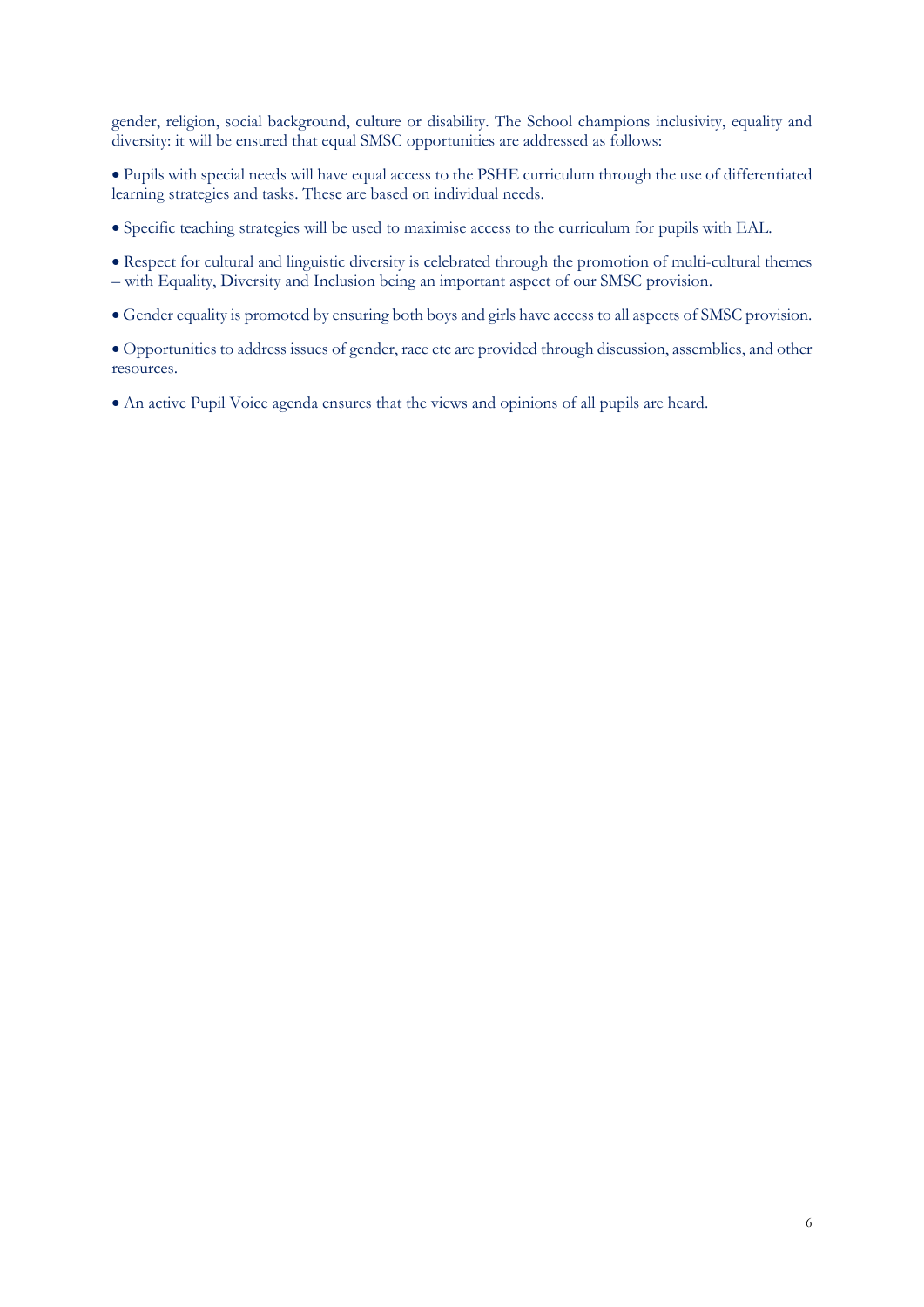gender, religion, social background, culture or disability. The School champions inclusivity, equality and diversity: it will be ensured that equal SMSC opportunities are addressed as follows:

- Pupils with special needs will have equal access to the PSHE curriculum through the use of differentiated learning strategies and tasks. These are based on individual needs.

- Specific teaching strategies will be used to maximise access to the curriculum for pupils with EAL.

- Respect for cultural and linguistic diversity is celebrated through the promotion of multi-cultural themes – with Equality, Diversity and Inclusion being an important aspect of our SMSC provision.

- Gender equality is promoted by ensuring both boys and girls have access to all aspects of SMSC provision.

- Opportunities to address issues of gender, race etc are provided through discussion, assemblies, and other resources.

- An active Pupil Voice agenda ensures that the views and opinions of all pupils are heard.